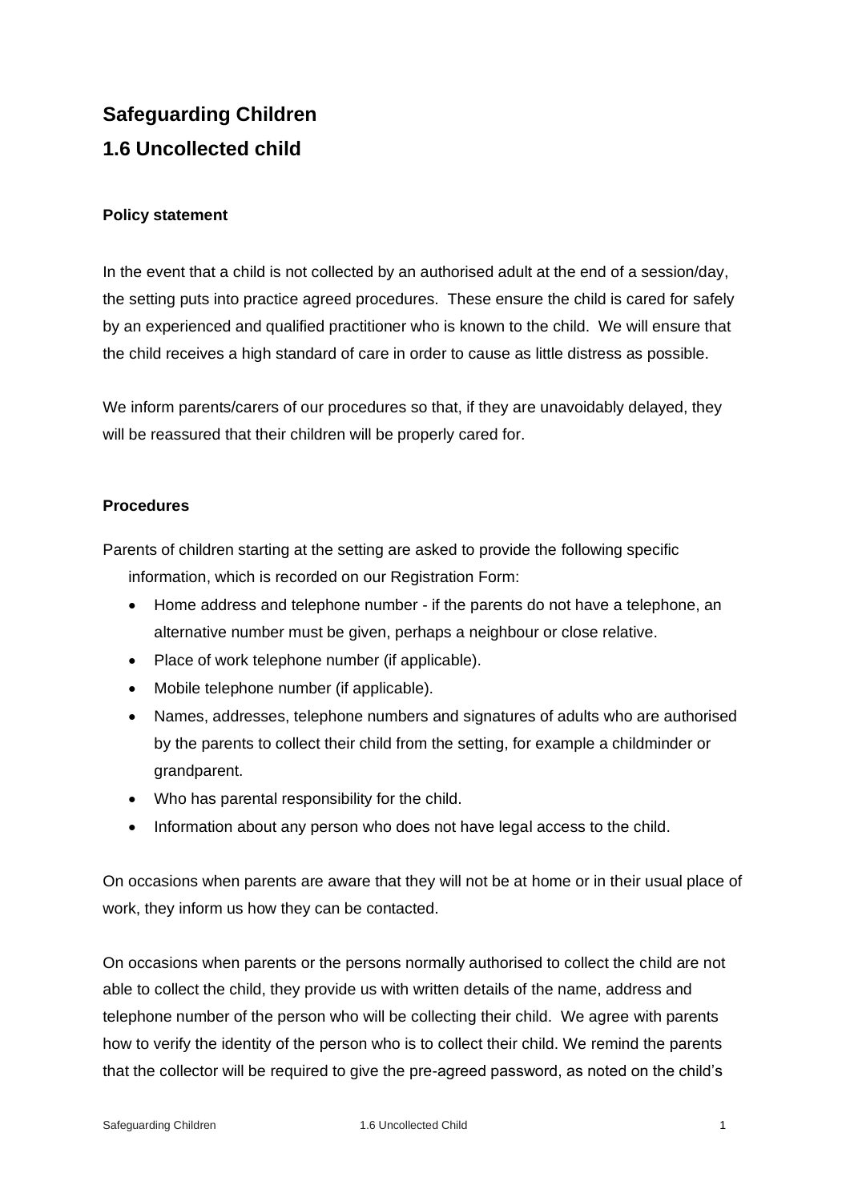# Safeguarding Children

# 1.6 Uncollected child

### Policy statement

In the event that a child is not collected by an authorised adult at the end of a session/day, the setting puts into practice agreed procedures. These ensure the child is cared for safely by an experienced and qualified practitioner who is known to the child. We will ensure that the child receives a high standard of care in order to cause as little distress as possible.

We inform parents/carers of our procedures so that, if they are unavoidably delayed, they will be reassured that their children will be properly cared for.

### Procedures

Parents of children starting at the setting are asked to provide the following specific information, which is recorded on our Registration Form:

- Home address and telephone number - if the parents do not have a telephone, an alternative number must be given, perhaps a neighbour or close relative.
- Place of work telephone number (if applicable).
- Mobile telephone number (if applicable).
- Names, addresses, telephone numbers and signatures of adults who are authorised by the parents to collect their child from the setting, for example a childminder or grandparent.
- Who has parental responsibility for the child.
- Information about any person who does not have legal access to the child.

On occasions when parents are aware that they will not be at home or in their usual place of work, they inform us how they can be contacted.

On occasions when parents or the persons normally authorised to collect the child are not able to collect the child, they provide us with written details of the name, address and telephone number of the person who will be collecting their child. We agree with parents how to verify the identity of the person who is to collect their child. We remind the parents that the collector will be required to give the pre-agreed password, as noted on the child's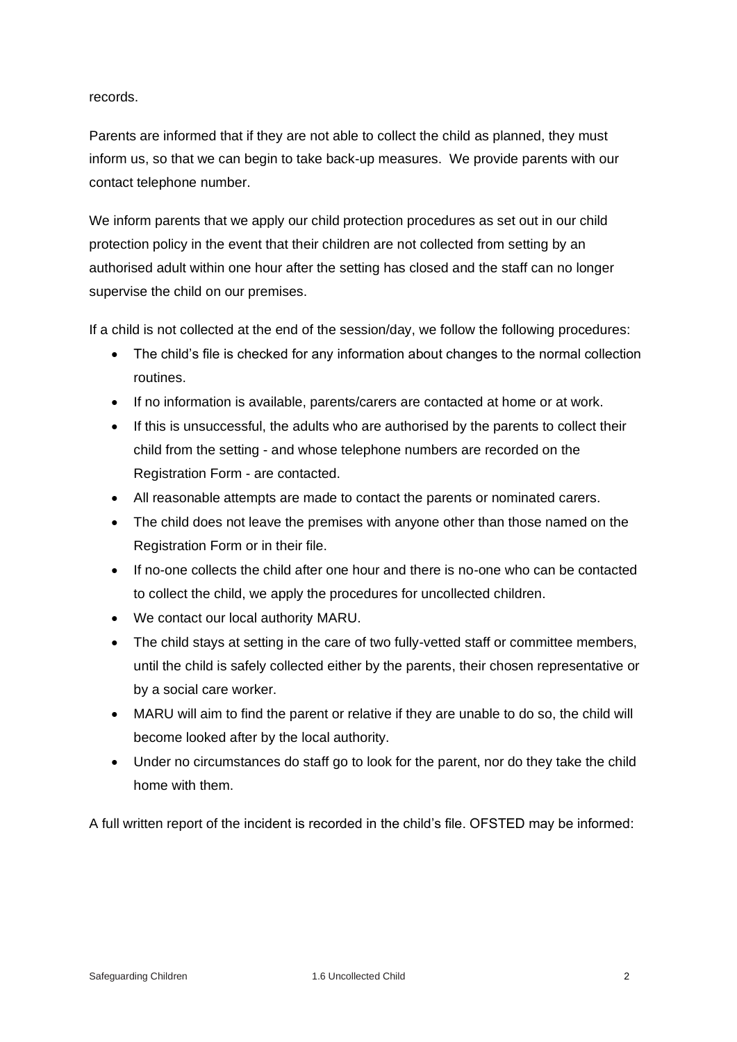records.

Parents are informed that if they are not able to collect the child as planned, they must inform us, so that we can begin to take back-up measures. We provide parents with our contact telephone number.

We inform parents that we apply our child protection procedures as set out in our child protection policy in the event that their children are not collected from setting by an authorised adult within one hour after the setting has closed and the staff can no longer supervise the child on our premises.

If a child is not collected at the end of the session/day, we follow the following procedures:

- The child's file is checked for any information about changes to the normal collection routines.
- If no information is available, parents/carers are contacted at home or at work.
- If this is unsuccessful, the adults who are authorised by the parents to collect their child from the setting - and whose telephone numbers are recorded on the Registration Form - are contacted.
- All reasonable attempts are made to contact the parents or nominated carers.
- The child does not leave the premises with anyone other than those named on the Registration Form or in their file.
- If no-one collects the child after one hour and there is no-one who can be contacted to collect the child, we apply the procedures for uncollected children.
- We contact our local authority MARU.
- The child stays at setting in the care of two fully-vetted staff or committee members, until the child is safely collected either by the parents, their chosen representative or by a social care worker.
- MARU will aim to find the parent or relative if they are unable to do so, the child will become looked after by the local authority.
- Under no circumstances do staff go to look for the parent, nor do they take the child home with them.

A full written report of the incident is recorded in the child's file. OFSTED may be informed: